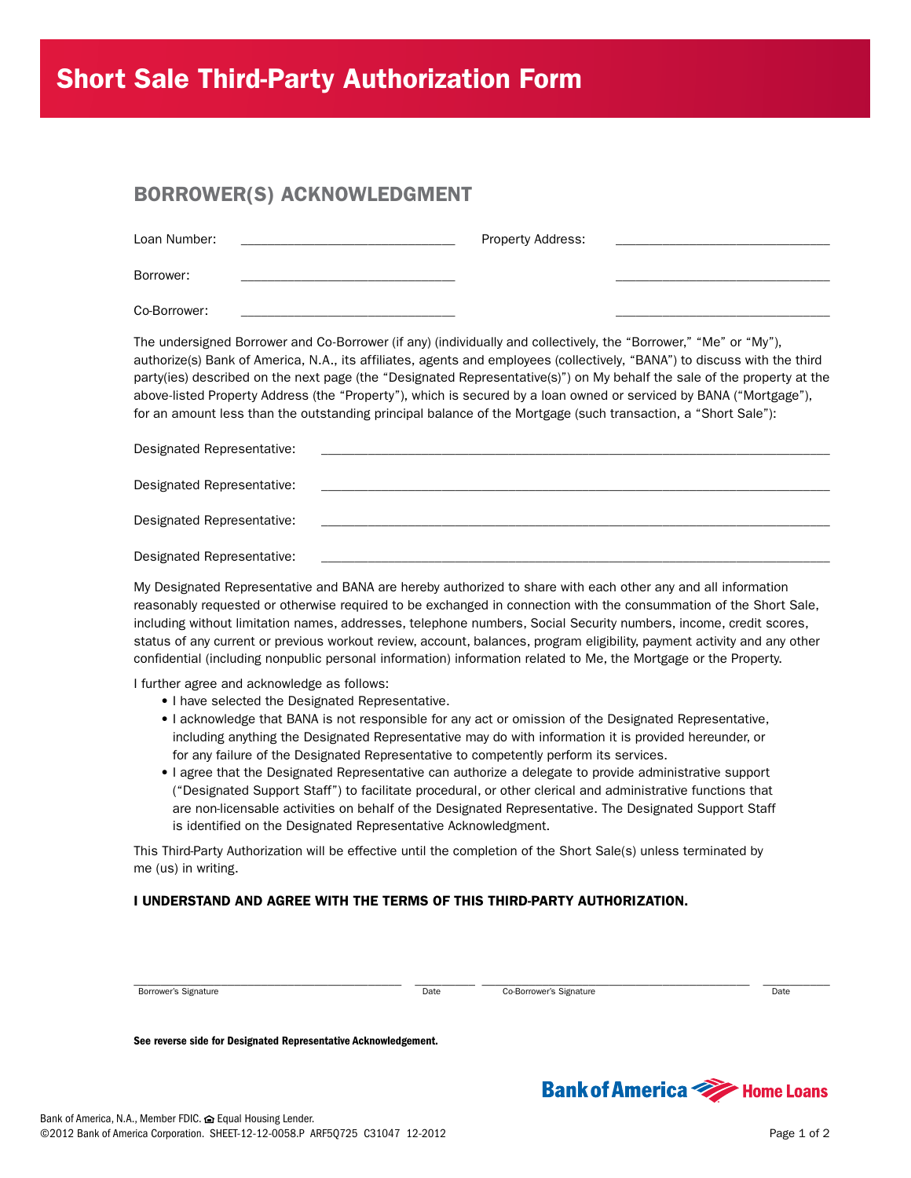# Short Sale Third-Party Authorization Form

## BORROWER(S) ACKNOWLEDGMENT

Loan Number: ______________________________ Property Address: ______________________________

Borrower: ______________________________ ______________________________

Co-Borrower: ______________________________ ______________________________

The undersigned Borrower and Co-Borrower (if any) (individually and collectively, the "Borrower," "Me" or "My"), authorize(s) Bank of America, N.A., its affiliates, agents and employees (collectively, "BANA") to discuss with the third party(ies) described on the next page (the "Designated Representative(s)") on My behalf the sale of the property at the above-listed Property Address (the "Property"), which is secured by a loan owned or serviced by BANA ("Mortgage"), for an amount less than the outstanding principal balance of the Mortgage (such transaction, a "Short Sale"):

Designated Representative: ____________________________________________________________

Designated Representative: ____________________________________________________________

Designated Representative: ____________________________________________________________

Designated Representative: ____________________________________________________________

My Designated Representative and BANA are hereby authorized to share with each other any and all information reasonably requested or otherwise required to be exchanged in connection with the consummation of the Short Sale, including without limitation names, addresses, telephone numbers, Social Security numbers, income, credit scores, status of any current or previous workout review, account, balances, program eligibility, payment activity and any other confidential (including nonpublic personal information) information related to Me, the Mortgage or the Property.

I further agree and acknowledge as follows:

- I have selected the Designated Representative.
- I acknowledge that BANA is not responsible for any act or omission of the Designated Representative, including anything the Designated Representative may do with information it is provided hereunder, or for any failure of the Designated Representative to competently perform its services.
- I agree that the Designated Representative can authorize a delegate to provide administrative support ("Designated Support Staff") to facilitate procedural, or other clerical and administrative functions that are non-licensable activities on behalf of the Designated Representative. The Designated Support Staff is identified on the Designated Representative Acknowledgment.

This Third-Party Authorization will be effective until the completion of the Short Sale(s) unless terminated by me (us) in writing.

**I UNDERSTAND AND AGREE WITH THE TERMS OF THIS THIRD-PARTY AUTHORIZATION.**

________________________________________ Borrower's Signature ____________ Date ________________________________________ Co-Borrower's Signature ____________ Date

**See reverse side for Designated Representative Acknowledgement.**

Bank of America Home Loans

Bank of America, N.A., Member FDIC. Equal Housing Lender.
©2012 Bank of America Corporation. SHEET-12-12-0058.P ARF5Q725 C31047 12-2012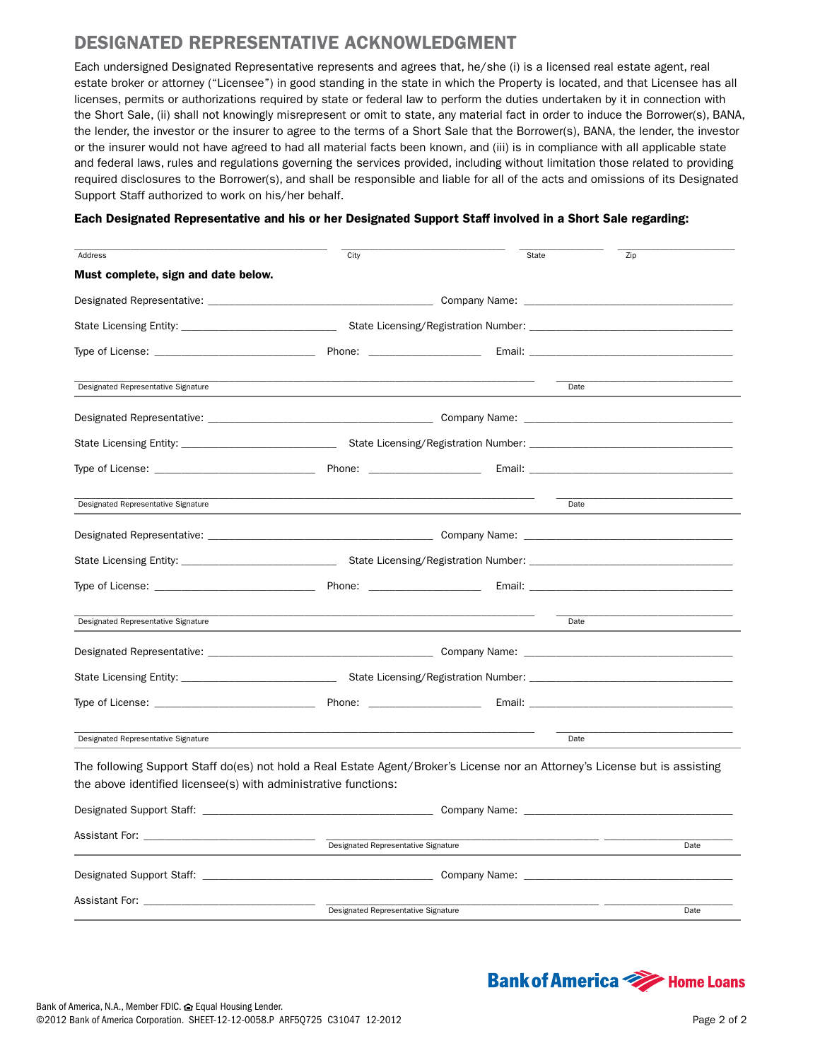# DESIGNATED REPRESENTATIVE ACKNOWLEDGMENT

Each undersigned Designated Representative represents and agrees that, he/she (i) is a licensed real estate agent, real estate broker or attorney ("Licensee") in good standing in the state in which the Property is located, and that Licensee has all licenses, permits or authorizations required by state or federal law to perform the duties undertaken by it in connection with the Short Sale, (ii) shall not knowingly misrepresent or omit to state, any material fact in order to induce the Borrower(s), BANA, the lender, the investor or the insurer to agree to the terms of a Short Sale that the Borrower(s), BANA, the lender, the investor or the insurer would not have agreed to had all material facts been known, and (iii) is in compliance with all applicable state and federal laws, rules and regulations governing the services provided, including without limitation those related to providing required disclosures to the Borrower(s), and shall be responsible and liable for all of the acts and omissions of its Designated Support Staff authorized to work on his/her behalf.

**Each Designated Representative and his or her Designated Support Staff involved in a Short Sale regarding:**

_______________ Address _______________ City _______________ State _______________ Zip

**Must complete, sign and date below.**

Designated Representative: _______________ Company Name: _______________

State Licensing Entity: _______________ State Licensing/Registration Number: _______________

Type of License: _______________ Phone: _______________ Email: _______________

_______________ Designated Representative Signature _______________ Date

Designated Representative: _______________ Company Name: _______________

State Licensing Entity: _______________ State Licensing/Registration Number: _______________

Type of License: _______________ Phone: _______________ Email: _______________

_______________ Designated Representative Signature _______________ Date

Designated Representative: _______________ Company Name: _______________

State Licensing Entity: _______________ State Licensing/Registration Number: _______________

Type of License: _______________ Phone: _______________ Email: _______________

_______________ Designated Representative Signature _______________ Date

Designated Representative: _______________ Company Name: _______________

State Licensing Entity: _______________ State Licensing/Registration Number: _______________

Type of License: _______________ Phone: _______________ Email: _______________

_______________ Designated Representative Signature _______________ Date

The following Support Staff do(es) not hold a Real Estate Agent/Broker's License nor an Attorney's License but is assisting the above identified licensee(s) with administrative functions:

Designated Support Staff: _______________ Company Name: _______________

Assistant For: _______________ _______________ Designated Representative Signature _______________ Date

Designated Support Staff: _______________ Company Name: _______________

Assistant For: _______________ _______________ Designated Representative Signature _______________ Date

Bank of America Home Loans

Bank of America, N.A., Member FDIC. Equal Housing Lender.
©2012 Bank of America Corporation. SHEET-12-12-0058.P ARF5Q725 C31047 12-2012